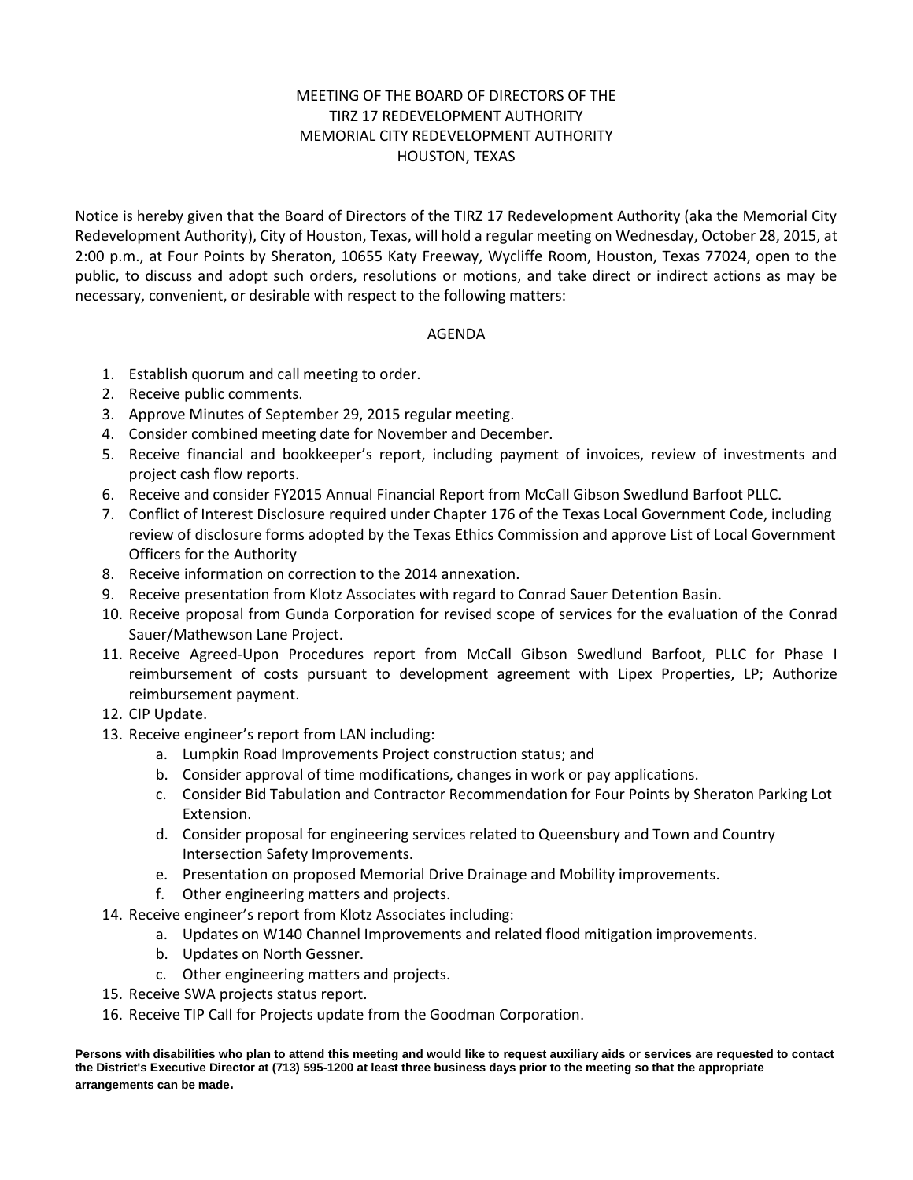# MEETING OF THE BOARD OF DIRECTORS OF THE TIRZ 17 REDEVELOPMENT AUTHORITY MEMORIAL CITY REDEVELOPMENT AUTHORITY HOUSTON, TEXAS

Notice is hereby given that the Board of Directors of the TIRZ 17 Redevelopment Authority (aka the Memorial City Redevelopment Authority), City of Houston, Texas, will hold a regular meeting on Wednesday, October 28, 2015, at 2:00 p.m., at Four Points by Sheraton, 10655 Katy Freeway, Wycliffe Room, Houston, Texas 77024, open to the public, to discuss and adopt such orders, resolutions or motions, and take direct or indirect actions as may be necessary, convenient, or desirable with respect to the following matters:

## AGENDA

1. Establish quorum and call meeting to order.
2. Receive public comments.
3. Approve Minutes of September 29, 2015 regular meeting.
4. Consider combined meeting date for November and December.
5. Receive financial and bookkeeper's report, including payment of invoices, review of investments and project cash flow reports.
6. Receive and consider FY2015 Annual Financial Report from McCall Gibson Swedlund Barfoot PLLC.
7. Conflict of Interest Disclosure required under Chapter 176 of the Texas Local Government Code, including review of disclosure forms adopted by the Texas Ethics Commission and approve List of Local Government Officers for the Authority
8. Receive information on correction to the 2014 annexation.
9. Receive presentation from Klotz Associates with regard to Conrad Sauer Detention Basin.
10. Receive proposal from Gunda Corporation for revised scope of services for the evaluation of the Conrad Sauer/Mathewson Lane Project.
11. Receive Agreed-Upon Procedures report from McCall Gibson Swedlund Barfoot, PLLC for Phase I reimbursement of costs pursuant to development agreement with Lipex Properties, LP; Authorize reimbursement payment.
12. CIP Update.
13. Receive engineer's report from LAN including:
    a. Lumpkin Road Improvements Project construction status; and
    b. Consider approval of time modifications, changes in work or pay applications.
    c. Consider Bid Tabulation and Contractor Recommendation for Four Points by Sheraton Parking Lot Extension.
    d. Consider proposal for engineering services related to Queensbury and Town and Country Intersection Safety Improvements.
    e. Presentation on proposed Memorial Drive Drainage and Mobility improvements.
    f. Other engineering matters and projects.
14. Receive engineer's report from Klotz Associates including:
    a. Updates on W140 Channel Improvements and related flood mitigation improvements.
    b. Updates on North Gessner.
    c. Other engineering matters and projects.
15. Receive SWA projects status report.
16. Receive TIP Call for Projects update from the Goodman Corporation.

**Persons with disabilities who plan to attend this meeting and would like to request auxiliary aids or services are requested to contact the District's Executive Director at (713) 595-1200 at least three business days prior to the meeting so that the appropriate arrangements can be made.**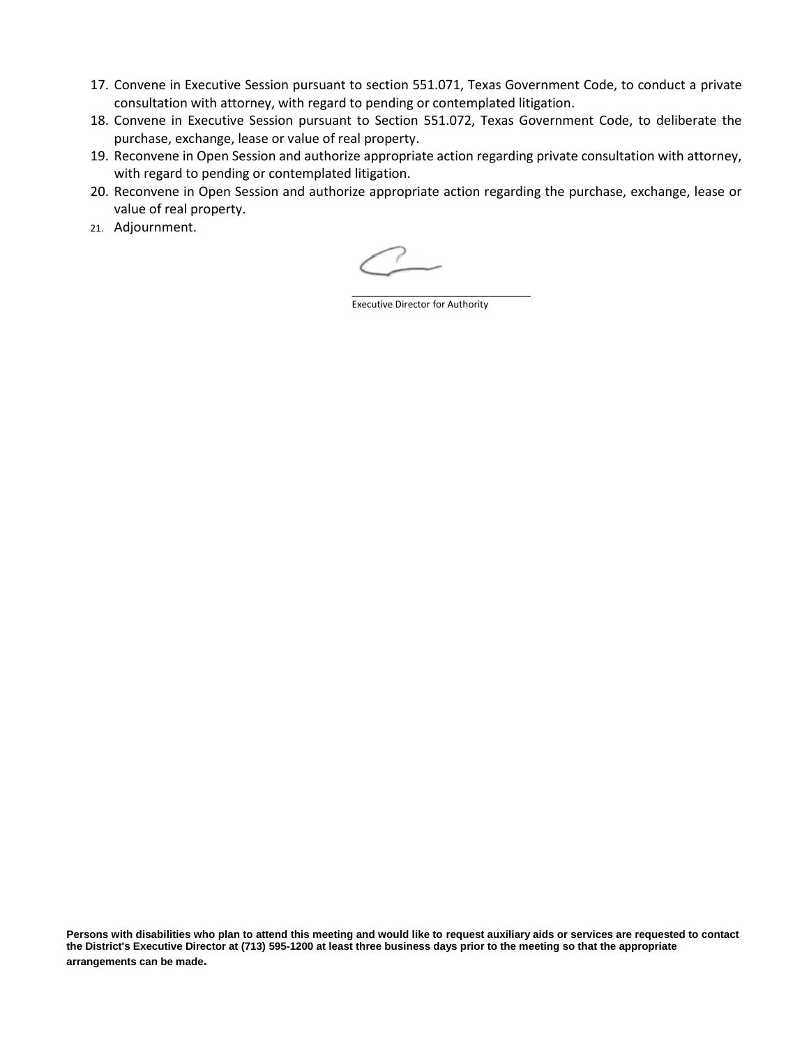17. Convene in Executive Session pursuant to section 551.071, Texas Government Code, to conduct a private consultation with attorney, with regard to pending or contemplated litigation.
18. Convene in Executive Session pursuant to Section 551.072, Texas Government Code, to deliberate the purchase, exchange, lease or value of real property.
19. Reconvene in Open Session and authorize appropriate action regarding private consultation with attorney, with regard to pending or contemplated litigation.
20. Reconvene in Open Session and authorize appropriate action regarding the purchase, exchange, lease or value of real property.
21. Adjournment.

\_\_\_\_\_\_\_\_\_\_\_\_\_\_\_\_\_\_\_\_\_\_\_\_\_\_\_\_\_\_

Executive Director for Authority

**Persons with disabilities who plan to attend this meeting and would like to request auxiliary aids or services are requested to contact the District's Executive Director at (713) 595-1200 at least three business days prior to the meeting so that the appropriate arrangements can be made.**